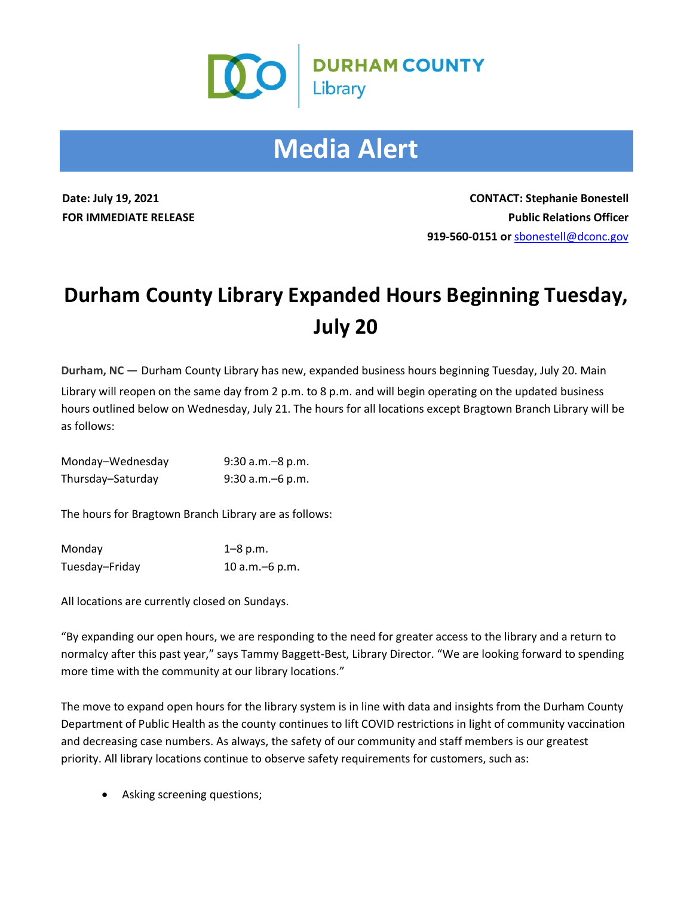DURHAM COUNTY Library

# Media Alert

**Date: July 19, 2021**
**FOR IMMEDIATE RELEASE**

**CONTACT: Stephanie Bonestell**
**Public Relations Officer**
**919-560-0151 or** sbonestell@dconc.gov

## Durham County Library Expanded Hours Beginning Tuesday, July 20

**Durham, NC —** Durham County Library has new, expanded business hours beginning Tuesday, July 20. Main Library will reopen on the same day from 2 p.m. to 8 p.m. and will begin operating on the updated business hours outlined below on Wednesday, July 21. The hours for all locations except Bragtown Branch Library will be as follows:

| | |
|---|---|
| Monday–Wednesday | 9:30 a.m.–8 p.m. |
| Thursday–Saturday | 9:30 a.m.–6 p.m. |

The hours for Bragtown Branch Library are as follows:

| | |
|---|---|
| Monday | 1–8 p.m. |
| Tuesday–Friday | 10 a.m.–6 p.m. |

All locations are currently closed on Sundays.

"By expanding our open hours, we are responding to the need for greater access to the library and a return to normalcy after this past year," says Tammy Baggett-Best, Library Director. "We are looking forward to spending more time with the community at our library locations."

The move to expand open hours for the library system is in line with data and insights from the Durham County Department of Public Health as the county continues to lift COVID restrictions in light of community vaccination and decreasing case numbers. As always, the safety of our community and staff members is our greatest priority. All library locations continue to observe safety requirements for customers, such as:

- Asking screening questions;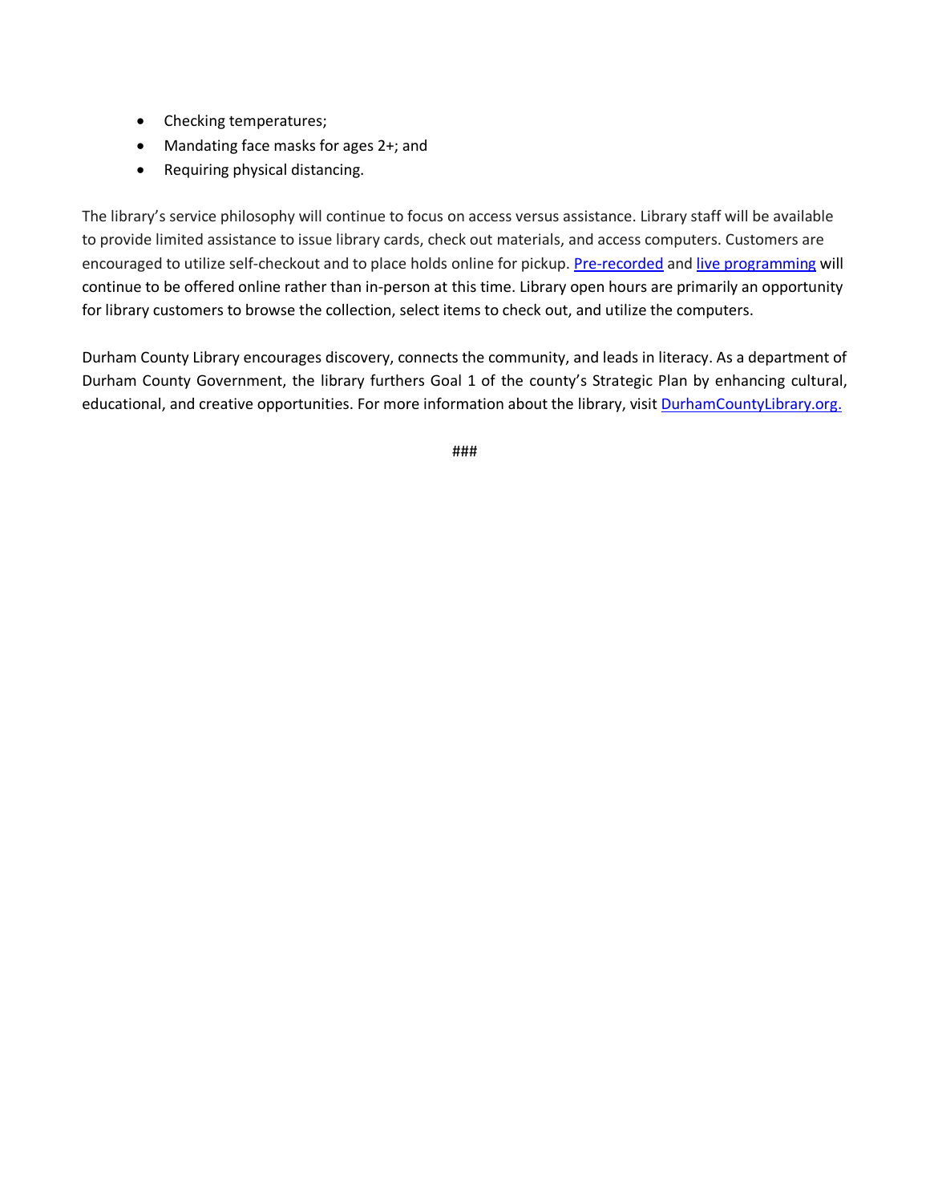- Checking temperatures;
- Mandating face masks for ages 2+; and
- Requiring physical distancing.

The library's service philosophy will continue to focus on access versus assistance. Library staff will be available to provide limited assistance to issue library cards, check out materials, and access computers. Customers are encouraged to utilize self-checkout and to place holds online for pickup. Pre-recorded and live programming will continue to be offered online rather than in-person at this time. Library open hours are primarily an opportunity for library customers to browse the collection, select items to check out, and utilize the computers.

Durham County Library encourages discovery, connects the community, and leads in literacy. As a department of Durham County Government, the library furthers Goal 1 of the county's Strategic Plan by enhancing cultural, educational, and creative opportunities. For more information about the library, visit DurhamCountyLibrary.org.

###